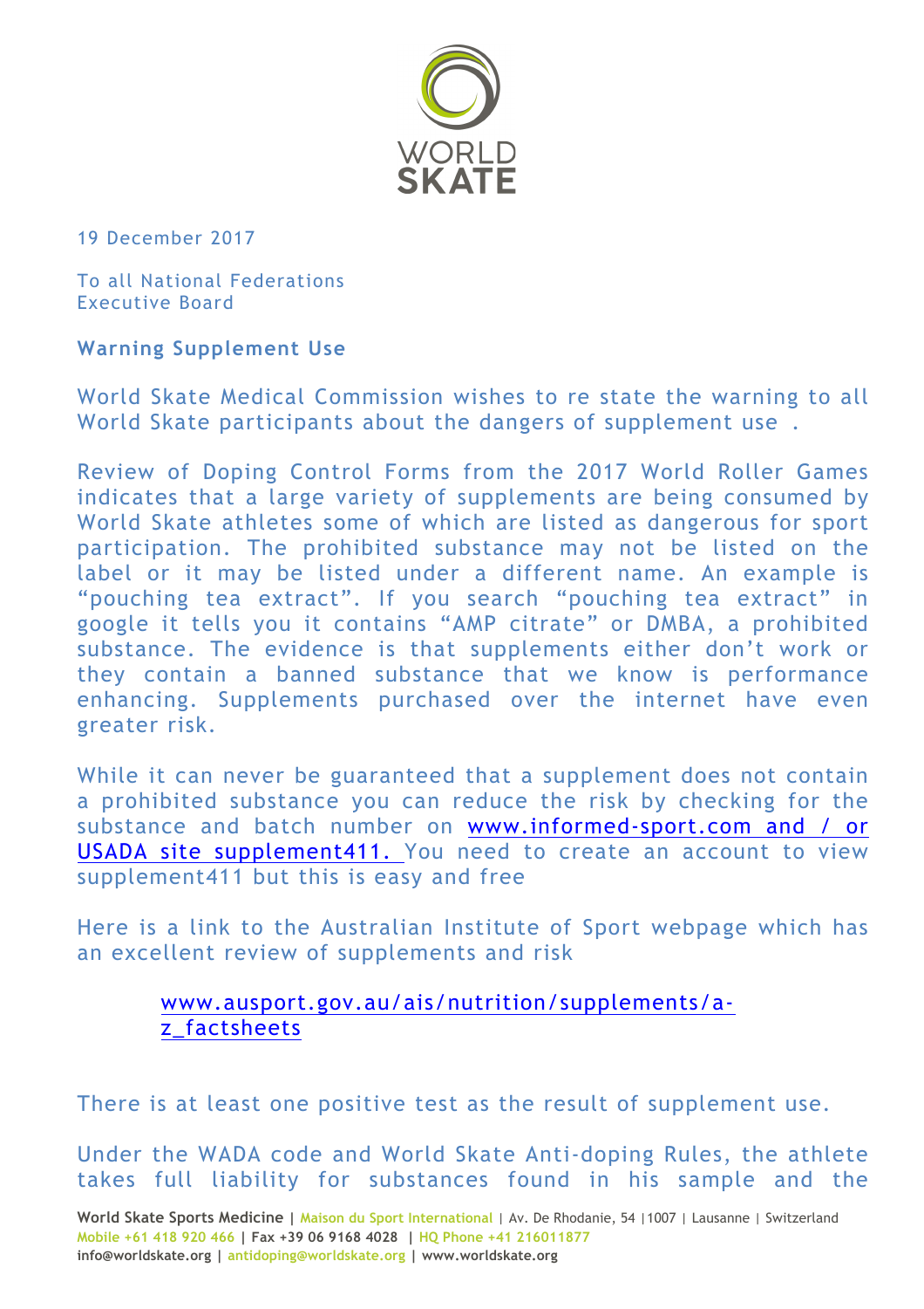WORLD SKATE

19 December 2017

To all National Federations
Executive Board

**Warning Supplement Use**

World Skate Medical Commission wishes to re state the warning to all World Skate participants about the dangers of supplement use .

Review of Doping Control Forms from the 2017 World Roller Games indicates that a large variety of supplements are being consumed by World Skate athletes some of which are listed as dangerous for sport participation. The prohibited substance may not be listed on the label or it may be listed under a different name. An example is "pouching tea extract". If you search "pouching tea extract" in google it tells you it contains "AMP citrate" or DMBA, a prohibited substance. The evidence is that supplements either don't work or they contain a banned substance that we know is performance enhancing. Supplements purchased over the internet have even greater risk.

While it can never be guaranteed that a supplement does not contain a prohibited substance you can reduce the risk by checking for the substance and batch number on www.informed-sport.com and / or USADA site supplement411. You need to create an account to view supplement411 but this is easy and free

Here is a link to the Australian Institute of Sport webpage which has an excellent review of supplements and risk

> www.ausport.gov.au/ais/nutrition/supplements/a-z_factsheets

There is at least one positive test as the result of supplement use.

Under the WADA code and World Skate Anti-doping Rules, the athlete takes full liability for substances found in his sample and the

**World Skate Sports Medicine** | Maison du Sport International | Av. De Rhodanie, 54 |1007 | Lausanne | Switzerland
Mobile +61 418 920 466 | Fax +39 06 9168 4028 | HQ Phone +41 216011877
info@worldskate.org | antidoping@worldskate.org | www.worldskate.org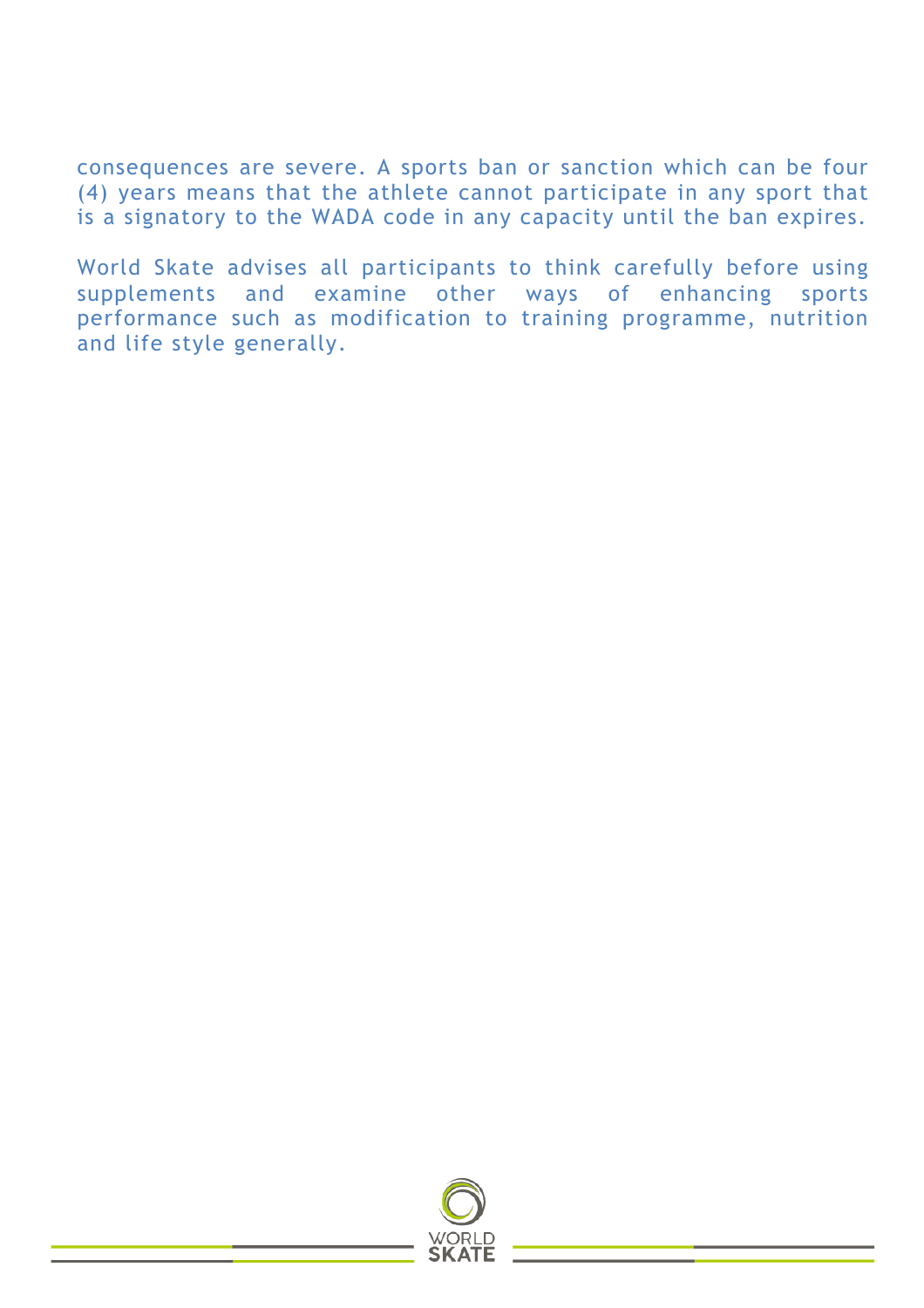consequences are severe. A sports ban or sanction which can be four (4) years means that the athlete cannot participate in any sport that is a signatory to the WADA code in any capacity until the ban expires.

World Skate advises all participants to think carefully before using supplements and examine other ways of enhancing sports performance such as modification to training programme, nutrition and life style generally.